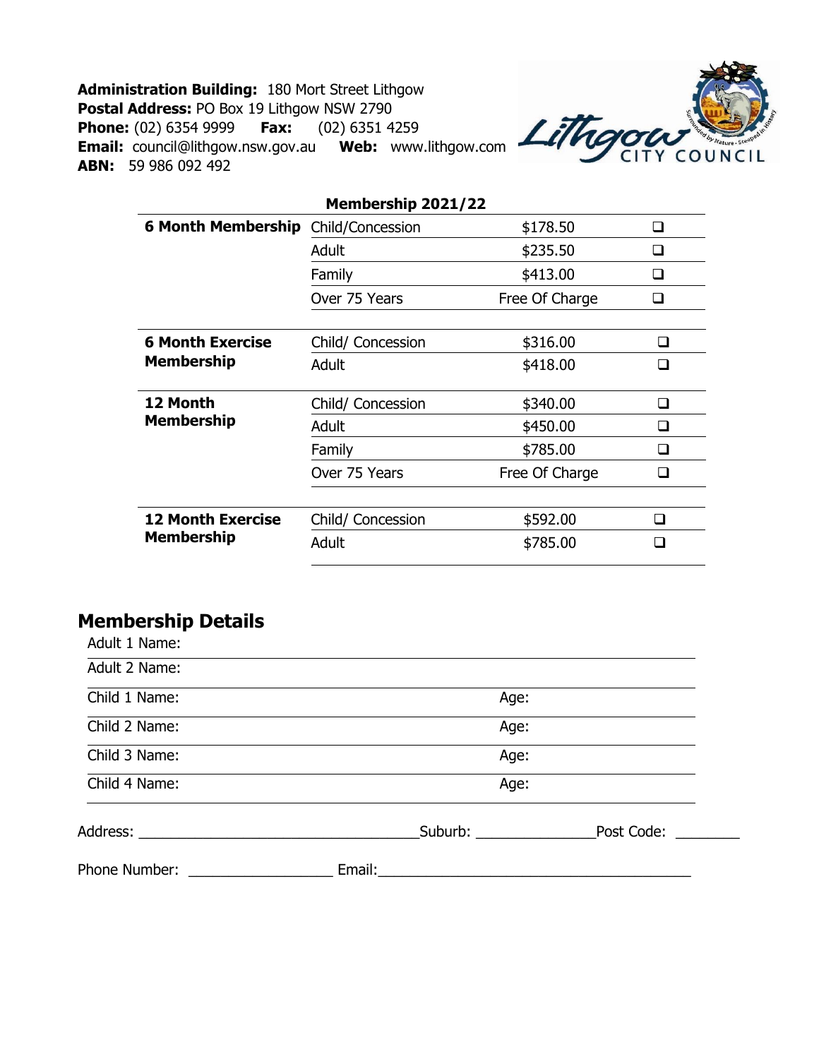**Administration Building:** 180 Mort Street Lithgow
**Postal Address:** PO Box 19 Lithgow NSW 2790
**Phone:** (02) 6354 9999 **Fax:** (02) 6351 4259
**Email:** council@lithgow.nsw.gov.au **Web:** www.lithgow.com
**ABN:** 59 986 092 492

Lithgow CITY COUNCIL

| Membership 2021/22 | | | |
|---|---|---|---|
| **6 Month Membership** | Child/Concession | $178.50 | ❑ |
| | Adult | $235.50 | ❑ |
| | Family | $413.00 | ❑ |
| | Over 75 Years | Free Of Charge | ❑ |
| **6 Month Exercise Membership** | Child/ Concession | $316.00 | ❑ |
| | Adult | $418.00 | ❑ |
| **12 Month Membership** | Child/ Concession | $340.00 | ❑ |
| | Adult | $450.00 | ❑ |
| | Family | $785.00 | ❑ |
| | Over 75 Years | Free Of Charge | ❑ |
| **12 Month Exercise Membership** | Child/ Concession | $592.00 | ❑ |
| | Adult | $785.00 | ❑ |

## Membership Details

Adult 1 Name:

Adult 2 Name:

Child 1 Name: Age:

Child 2 Name: Age:

Child 3 Name: Age:

Child 4 Name: Age:

Address: ______________________________ Suburb: ______________ Post Code: ________

Phone Number: ________________ Email: ____________________________________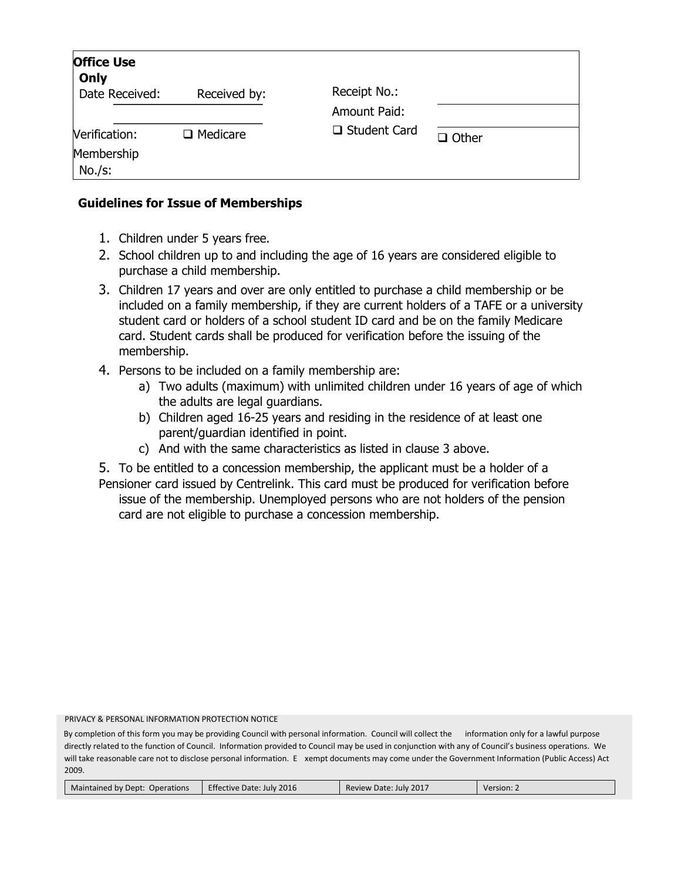| **Office Use Only** | | | |
|---|---|---|---|
| Date Received: | Received by: | Receipt No.: | |
| | | Amount Paid: | |
| Verification: | ❑ Medicare | ❑ Student Card | ❑ Other |
| Membership No./s: | | | |

**Guidelines for Issue of Memberships**

1. Children under 5 years free.
2. School children up to and including the age of 16 years are considered eligible to purchase a child membership.
3. Children 17 years and over are only entitled to purchase a child membership or be included on a family membership, if they are current holders of a TAFE or a university student card or holders of a school student ID card and be on the family Medicare card. Student cards shall be produced for verification before the issuing of the membership.
4. Persons to be included on a family membership are:
   a) Two adults (maximum) with unlimited children under 16 years of age of which the adults are legal guardians.
   b) Children aged 16-25 years and residing in the residence of at least one parent/guardian identified in point.
   c) And with the same characteristics as listed in clause 3 above.
5. To be entitled to a concession membership, the applicant must be a holder of a Pensioner card issued by Centrelink. This card must be produced for verification before issue of the membership. Unemployed persons who are not holders of the pension card are not eligible to purchase a concession membership.

PRIVACY & PERSONAL INFORMATION PROTECTION NOTICE

By completion of this form you may be providing Council with personal information. Council will collect the information only for a lawful purpose directly related to the function of Council. Information provided to Council may be used in conjunction with any of Council's business operations. We will take reasonable care not to disclose personal information. Exempt documents may come under the Government Information (Public Access) Act 2009.

| | | | |
|---|---|---|---|
| Maintained by Dept: Operations | Effective Date: July 2016 | Review Date: July 2017 | Version: 2 |